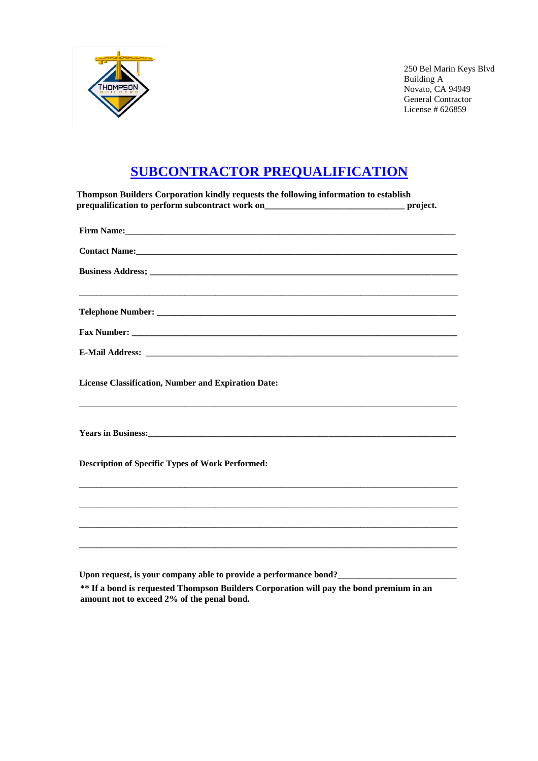250 Bel Marin Keys Blvd
Building A
Novato, CA 94949
General Contractor
License # 626859

# SUBCONTRACTOR PREQUALIFICATION

**Thompson Builders Corporation kindly requests the following information to establish prequalification to perform subcontract work on______________________________ project.**

**Firm Name:**_____________________________________________________________________________

**Contact Name:**__________________________________________________________________________

**Business Address;** ______________________________________________________________________

_____________________________________________________________________________________

**Telephone Number:** ______________________________________________________________________

**Fax Number:** ___________________________________________________________________________

**E-Mail Address:** _________________________________________________________________________

**License Classification, Number and Expiration Date:**

_____________________________________________________________________________________

**Years in Business:**_______________________________________________________________________

**Description of Specific Types of Work Performed:**

_____________________________________________________________________________________

_____________________________________________________________________________________

_____________________________________________________________________________________

_____________________________________________________________________________________

**Upon request, is your company able to provide a performance bond?**__________________________

**\*\* If a bond is requested Thompson Builders Corporation will pay the bond premium in an amount not to exceed 2% of the penal bond.**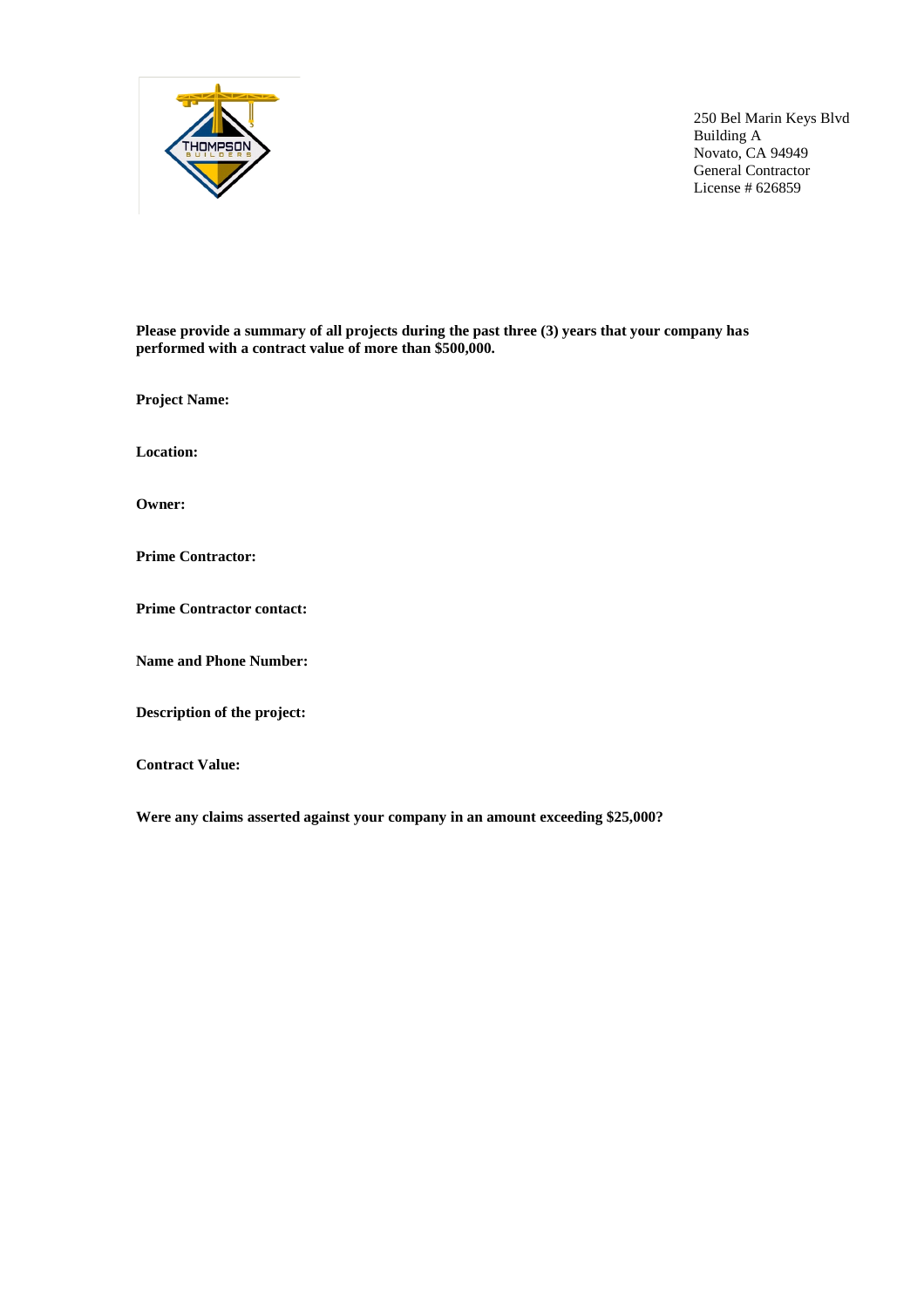250 Bel Marin Keys Blvd
Building A
Novato, CA 94949
General Contractor
License # 626859

**Please provide a summary of all projects during the past three (3) years that your company has performed with a contract value of more than $500,000.**

**Project Name:**

**Location:**

**Owner:**

**Prime Contractor:**

**Prime Contractor contact:**

**Name and Phone Number:**

**Description of the project:**

**Contract Value:**

**Were any claims asserted against your company in an amount exceeding $25,000?**